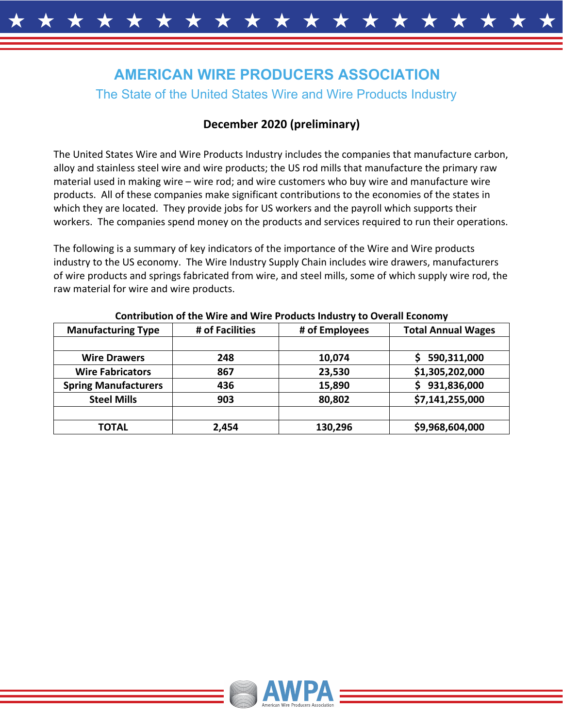# AMERICAN WIRE PRODUCERS ASSOCIATION

## The State of the United States Wire and Wire Products Industry

### December 2020 (preliminary)

The United States Wire and Wire Products Industry includes the companies that manufacture carbon, alloy and stainless steel wire and wire products; the US rod mills that manufacture the primary raw material used in making wire – wire rod; and wire customers who buy wire and manufacture wire products. All of these companies make significant contributions to the economies of the states in which they are located. They provide jobs for US workers and the payroll which supports their workers. The companies spend money on the products and services required to run their operations.

The following is a summary of key indicators of the importance of the Wire and Wire products industry to the US economy. The Wire Industry Supply Chain includes wire drawers, manufacturers of wire products and springs fabricated from wire, and steel mills, some of which supply wire rod, the raw material for wire and wire products.

**Contribution of the Wire and Wire Products Industry to Overall Economy**

| Manufacturing Type | # of Facilities | # of Employees | Total Annual Wages |
|---|---|---|---|
| | | | |
| **Wire Drawers** | **248** | **10,074** | **$ 590,311,000** |
| **Wire Fabricators** | **867** | **23,530** | **$1,305,202,000** |
| **Spring Manufacturers** | **436** | **15,890** | **$ 931,836,000** |
| **Steel Mills** | **903** | **80,802** | **$7,141,255,000** |
| | | | |
| **TOTAL** | **2,454** | **130,296** | **$9,968,604,000** |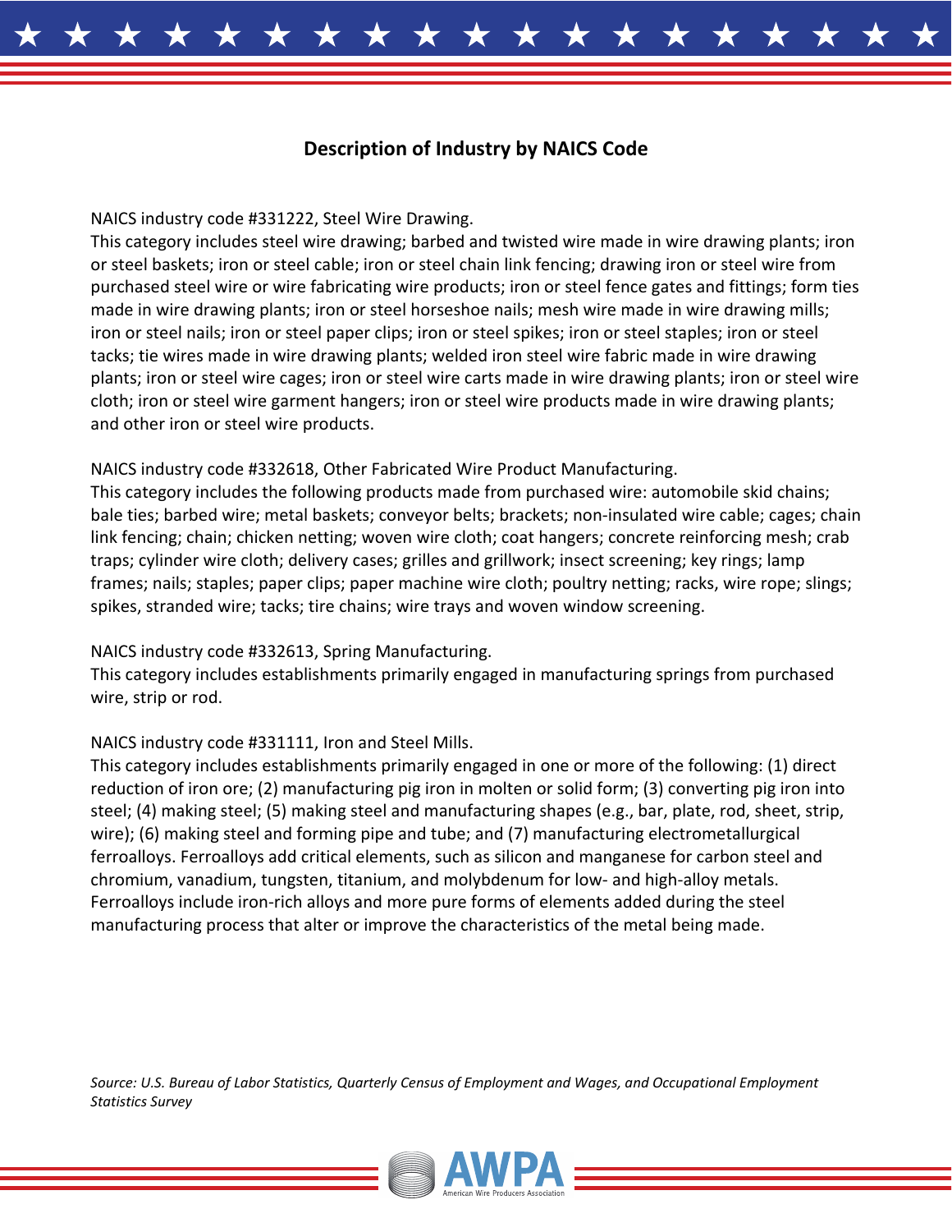## Description of Industry by NAICS Code

NAICS industry code #331222, Steel Wire Drawing.
This category includes steel wire drawing; barbed and twisted wire made in wire drawing plants; iron or steel baskets; iron or steel cable; iron or steel chain link fencing; drawing iron or steel wire from purchased steel wire or wire fabricating wire products; iron or steel fence gates and fittings; form ties made in wire drawing plants; iron or steel horseshoe nails; mesh wire made in wire drawing mills; iron or steel nails; iron or steel paper clips; iron or steel spikes; iron or steel staples; iron or steel tacks; tie wires made in wire drawing plants; welded iron steel wire fabric made in wire drawing plants; iron or steel wire cages; iron or steel wire carts made in wire drawing plants; iron or steel wire cloth; iron or steel wire garment hangers; iron or steel wire products made in wire drawing plants; and other iron or steel wire products.

NAICS industry code #332618, Other Fabricated Wire Product Manufacturing.
This category includes the following products made from purchased wire: automobile skid chains; bale ties; barbed wire; metal baskets; conveyor belts; brackets; non-insulated wire cable; cages; chain link fencing; chain; chicken netting; woven wire cloth; coat hangers; concrete reinforcing mesh; crab traps; cylinder wire cloth; delivery cases; grilles and grillwork; insect screening; key rings; lamp frames; nails; staples; paper clips; paper machine wire cloth; poultry netting; racks, wire rope; slings; spikes, stranded wire; tacks; tire chains; wire trays and woven window screening.

NAICS industry code #332613, Spring Manufacturing.
This category includes establishments primarily engaged in manufacturing springs from purchased wire, strip or rod.

NAICS industry code #331111, Iron and Steel Mills.
This category includes establishments primarily engaged in one or more of the following: (1) direct reduction of iron ore; (2) manufacturing pig iron in molten or solid form; (3) converting pig iron into steel; (4) making steel; (5) making steel and manufacturing shapes (e.g., bar, plate, rod, sheet, strip, wire); (6) making steel and forming pipe and tube; and (7) manufacturing electrometallurgical ferroalloys. Ferroalloys add critical elements, such as silicon and manganese for carbon steel and chromium, vanadium, tungsten, titanium, and molybdenum for low- and high-alloy metals. Ferroalloys include iron-rich alloys and more pure forms of elements added during the steel manufacturing process that alter or improve the characteristics of the metal being made.

*Source: U.S. Bureau of Labor Statistics, Quarterly Census of Employment and Wages, and Occupational Employment Statistics Survey*

AWPA
American Wire Producers Association